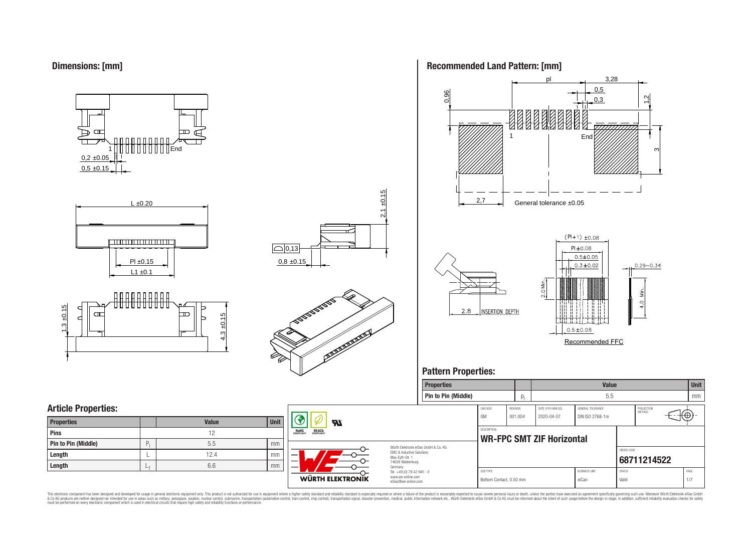## Dimensions: [mm]

1 End

0,2 ±0.05

0,5 ±0.15

L ±0.20

Pl ±0.15

L1 ±0.1

2,1 ±0.15

0,13

0,8 ±0.15

1,3 ±0.15

4,3 ±0.15

## Recommended Land Pattern: [mm]

pl

3,28

0,5

0,3

0.96

1.2

1

End

3

2,7

General tolerance ±0.05

2.8 INSERTION DEPTH

(Pl+1) ±0.08

Pl ±0.08

0.5±0.05

0.3±0.02

0.29~0.34

2.0 Min.

4.0 Min.

0.5±0.08

Recommended FFC

## Pattern Properties:

| Properties | | Value | Unit |
|---|---|---|---|
| Pin to Pin (Middle) | $p_l$ | 5.5 | mm |

## Article Properties:

| Properties | | Value | Unit |
|---|---|---|---|
| Pins | | 12 | |
| Pin to Pin (Middle) | $P_l$ | 5.5 | mm |
| Length | L | 12.4 | mm |
| Length | $L_1$ | 6.6 | mm |

RoHS COMPLIANT REACh COMPLIANT

Würth Elektronik eiSos GmbH & Co. KG
EMC & Inductive Solutions
Max-Eyth-Str. 1
74638 Waldenburg
Germany
Tel. +49 (0) 79 42 945 - 0
www.we-online.com
eiSos@we-online.com

WÜRTH ELEKTRONIK

| CHECKED | REVISION | DATE (YYYY-MM-DD) | GENERAL TOLERANCE | PROJECTION METHOD |
|---|---|---|---|---|
| GM | 001.004 | 2020-04-07 | DIN ISO 2768-1m | |

DESCRIPTION

**WR-FPC SMT ZIF Horizontal**

ORDER CODE

**68711214522**

| SIZE/TYPE | BUSINESS UNIT | STATUS | PAGE |
|---|---|---|---|
| Bottom Contact, 0.50 mm | eiCan | Valid | 1/7 |

This electronic component has been designed and developed for usage in general electronic equipment only. This product is not authorized for use in equipment where a higher safety standard and reliability standard is especially required or where a failure of the product is reasonably expected to cause severe personal injury or death, unless the parties have executed an agreement specifically governing such use. Moreover Würth Elektronik eiSos GmbH & Co KG products are neither designed nor intended for use in areas such as military, aerospace, aviation, nuclear control, submarine, transportation (automotive control, train control, ship control), transportation signal, disaster prevention, medical, public information network etc.. Würth Elektronik eiSos GmbH & Co KG must be informed about the intent of such usage before the design-in stage. In addition, sufficient reliability evaluation checks for safety must be performed on every electronic component which is used in electrical circuits that require high safety and reliability functions or performance.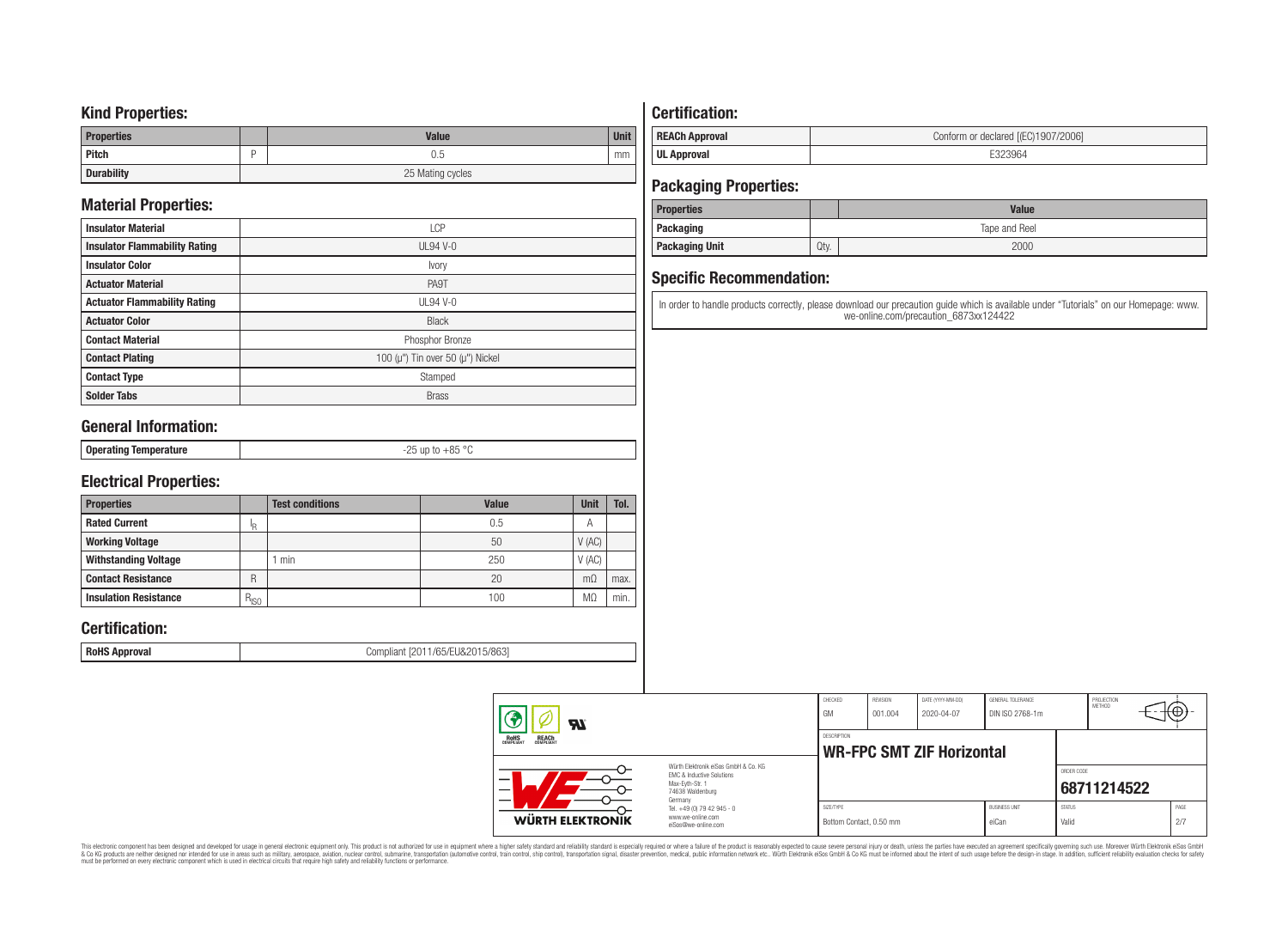## Kind Properties:

| Properties | | Value | Unit |
|---|---|---|---|
| Pitch | P | 0.5 | mm |
| Durability | | 25 Mating cycles | |

## Material Properties:

| | |
|---|---|
| Insulator Material | LCP |
| Insulator Flammability Rating | UL94 V-0 |
| Insulator Color | Ivory |
| Actuator Material | PA9T |
| Actuator Flammability Rating | UL94 V-0 |
| Actuator Color | Black |
| Contact Material | Phosphor Bronze |
| Contact Plating | 100 (µ") Tin over 50 (µ") Nickel |
| Contact Type | Stamped |
| Solder Tabs | Brass |

## General Information:

| | |
|---|---|
| Operating Temperature | -25 up to +85 °C |

## Electrical Properties:

| Properties | | Test conditions | Value | Unit | Tol. |
|---|---|---|---|---|---|
| Rated Current | $I_R$ | | 0.5 | A | |
| Working Voltage | | | 50 | V (AC) | |
| Withstanding Voltage | | 1 min | 250 | V (AC) | |
| Contact Resistance | R | | 20 | mΩ | max. |
| Insulation Resistance | $R_{ISO}$ | | 100 | MΩ | min. |

## Certification:

| | |
|---|---|
| RoHS Approval | Compliant [2011/65/EU&2015/863] |

## Certification:

| | |
|---|---|
| REACh Approval | Conform or declared [(EC)1907/2006] |
| UL Approval | E323964 |

## Packaging Properties:

| Properties | | Value |
|---|---|---|
| Packaging | | Tape and Reel |
| Packaging Unit | Qty. | 2000 |

## Specific Recommendation:

In order to handle products correctly, please download our precaution guide which is available under "Tutorials" on our Homepage: www.we-online.com/precaution_6873xx124422

| CHECKED | REVISION | DATE (YYYY-MM-DD) | GENERAL TOLERANCE | PROJECTION METHOD |
|---|---|---|---|---|
| GM | 001.004 | 2020-04-07 | DIN ISO 2768-1m | |

DESCRIPTION: **WR-FPC SMT ZIF Horizontal**

ORDER CODE: **68711214522**

Würth Elektronik eiSos GmbH & Co. KG
EMC & Inductive Solutions
Max-Eyth-Str. 1
74638 Waldenburg
Germany
Tel. +49 (0) 79 42 945 - 0
www.we-online.com
eiSos@we-online.com

| SIZE/TYPE | BUSINESS UNIT | STATUS | PAGE |
|---|---|---|---|
| Bottom Contact, 0.50 mm | eiCan | Valid | 2/7 |

This electronic component has been designed and developed for usage in general electronic equipment only. This product is not authorized for use in equipment where a higher safety standard and reliability standard is especially required or where a failure of the product is reasonably expected to cause severe personal injury or death, unless the parties have executed an agreement specifically governing such use. Moreover Würth Elektronik eiSos GmbH & Co KG products are neither designed nor intended for use in areas such as military, aerospace, aviation, nuclear control, submarine, transportation (automotive control, train control, ship control), transportation signal, disaster prevention, medical, public information network etc.. Würth Elektronik eiSos GmbH & Co KG must be informed about the intent of such usage before the design-in stage. In addition, sufficient reliability evaluation checks for safety must be performed on every electronic component which is used in electrical circuits that require high safety and reliability functions or performance.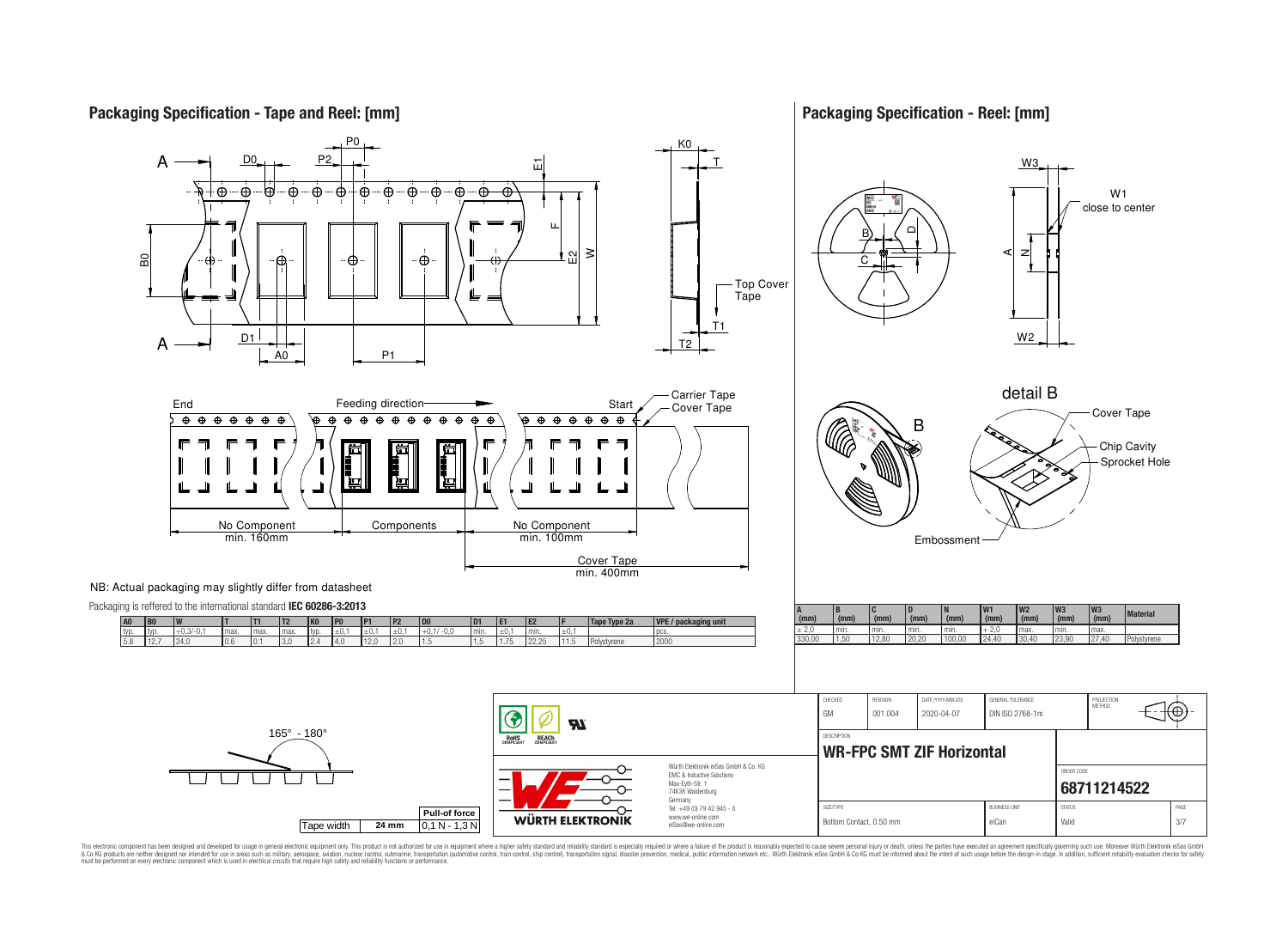## Packaging Specification - Tape and Reel: [mm]

A — D0, P2, P0, E1, K0, T, F, E2, W, B0, Top Cover Tape, T1, T2, D1, A0, P1

End — Feeding direction — Start — Carrier Tape — Cover Tape

No Component min. 160mm | Components | No Component min. 100mm

Cover Tape min. 400mm

NB: Actual packaging may slightly differ from datasheet

Packaging is reffered to the international standard **IEC 60286-3:2013**

| A0 | B0 | W | T | T1 | T2 | K0 | P0 | P1 | P2 | D0 | D1 | E1 | E2 | F | Tape Type 2a | VPE / packaging unit |
|---|---|---|---|---|---|---|---|---|---|---|---|---|---|---|---|---|
| typ. | typ. | +0,3/-0,1 | max. | max. | max. | typ. | ±0,1 | ±0,1 | ±0,1 | +0,1/ -0,0 | min. | ±0,1 | min. | ±0,1 | | pcs. |
| 5.8 | 12.7 | 24,0 | 0.6 | 0.1 | 3,0 | 2.4 | 4,0 | 12,0 | 2,0 | 1.5 | 1,5 | 1.75 | 22,25 | 11.5 | Polystyrene | 2000 |

165° - 180°

| Tape width | Pull-of force |
|---|---|
| 24 mm | 0,1 N - 1,3 N |

## Packaging Specification - Reel: [mm]

W3, W1 close to center, A, N, W2, B, C, D

detail B — Cover Tape, Chip Cavity, Sprocket Hole, Embossment

| A (mm) | B (mm) | C (mm) | D (mm) | N (mm) | W1 (mm) | W2 (mm) | W3 (mm) | W3 (mm) | Material |
|---|---|---|---|---|---|---|---|---|---|
| ± 2,0 | min. | min. | min. | min. | + 2,0 | max. | min. | max. | |
| 330,00 | 1,50 | 12,80 | 20,20 | 100,00 | 24,40 | 30,40 | 23,90 | 27,40 | Polystyrene |

RoHS COMPLIANT | REACh COMPLIANT

Würth Elektronik eiSos GmbH & Co. KG
EMC & Inductive Solutions
Max-Eyth-Str. 1
74638 Waldenburg
Germany
Tel. +49 (0) 79 42 945 - 0
www.we-online.com
eiSos@we-online.com

WÜRTH ELEKTRONIK

| CHECKED | REVISION | DATE (YYYY-MM-DD) | GENERAL TOLERANCE | PROJECTION METHOD |
|---|---|---|---|---|
| GM | 001.004 | 2020-04-07 | DIN ISO 2768-1m | |

DESCRIPTION
**WR-FPC SMT ZIF Horizontal**

ORDER CODE
**68711214522**

| SIZE/TYPE | BUSINESS UNIT | STATUS | PAGE |
|---|---|---|---|
| Bottom Contact, 0.50 mm | eiCan | Valid | 3/7 |

This electronic component has been designed and developed for usage in general electronic equipment only. This product is not authorized for use in equipment where a higher safety standard and reliability standard is especially required or where a failure of the product is reasonably expected to cause severe personal injury or death, unless the parties have executed an agreement specifically governing such use. Moreover Würth Elektronik eiSos GmbH & Co KG products are neither designed nor intended for use in areas such as military, aerospace, aviation, nuclear control, submarine, transportation (automotive control, train control, ship control), transportation signal, disaster prevention, medical, public information network etc.. Würth Elektronik eiSos GmbH & Co KG must be informed about the intent of such usage before the design-in stage. In addition, sufficient reliability evaluation checks for safety must be performed on every electronic component which is used in electrical circuits that require high safety and reliability functions or performance.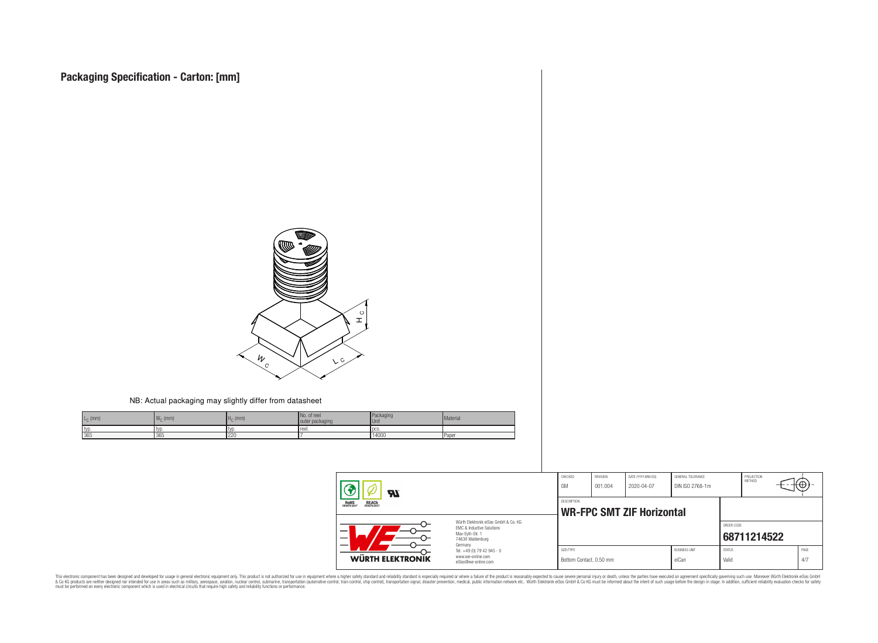# Packaging Specification - Carton: [mm]

NB: Actual packaging may slightly differ from datasheet

| $L_C$ (mm) | $W_C$ (mm) | $H_C$ (mm) | No. of reel outer packaging | Packaging Unit | Material |
|---|---|---|---|---|---|
| typ. | typ. | typ. | reel. | pcs. | |
| 365 | 365 | 220 | 7 | 14000 | Paper |

| CHECKED | REVISION | DATE (YYYY-MM-DD) | GENERAL TOLERANCE | PROJECTION METHOD |
|---|---|---|---|---|
| GM | 001.004 | 2020-04-07 | DIN ISO 2768-1m | |

DESCRIPTION: **WR-FPC SMT ZIF Horizontal**

ORDER CODE: **68711214522**

| SIZE/TYPE | BUSINESS UNIT | STATUS | PAGE |
|---|---|---|---|
| Bottom Contact, 0.50 mm | eiCan | Valid | 4/7 |

Würth Elektronik eiSos GmbH & Co. KG
EMC & Inductive Solutions
Max-Eyth-Str. 1
74638 Waldenburg
Germany
Tel. +49 (0) 79 42 945 - 0
www.we-online.com
eiSos@we-online.com

This electronic component has been designed and developed for usage in general electronic equipment only. This product is not authorized for use in equipment where a higher safety standard and reliability standard is especially required or where a failure of the product is reasonably expected to cause severe personal injury or death, unless the parties have executed an agreement specifically governing such use. Moreover Würth Elektronik eiSos GmbH & Co KG products are neither designed nor intended for use in areas such as military, aerospace, aviation, nuclear control, submarine, transportation (automotive control, train control, ship control), transportation signal, disaster prevention, medical, public information network etc.. Würth Elektronik eiSos GmbH & Co KG must be informed about the intent of such usage before the design-in stage. In addition, sufficient reliability evaluation checks for safety must be performed on every electronic component which is used in electrical circuits that require high safety and reliability functions or performance.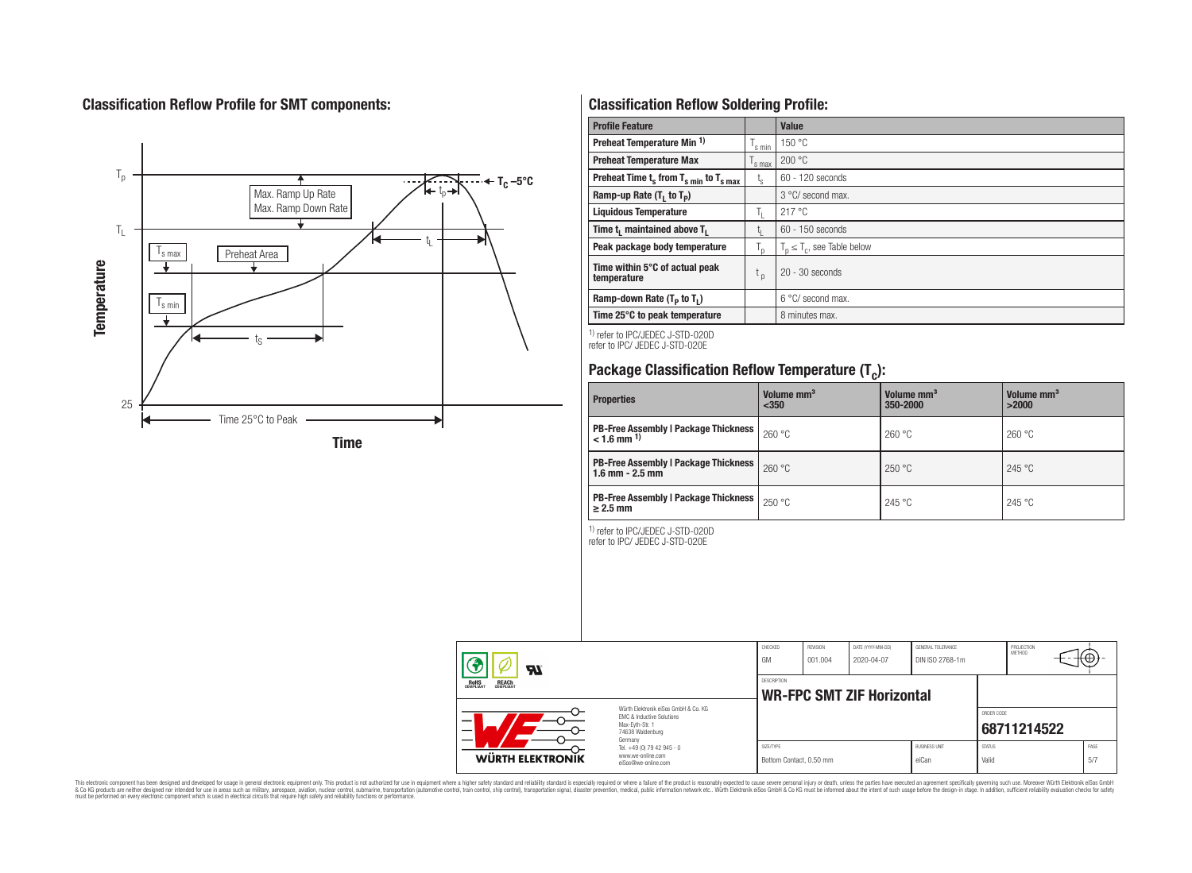## Classification Reflow Profile for SMT components:

## Classification Reflow Soldering Profile:

| Profile Feature | | Value |
|---|---|---|
| Preheat Temperature Min [1] | $T_{s\,min}$ | 150 °C |
| Preheat Temperature Max | $T_{s\,max}$ | 200 °C |
| Preheat Time $t_s$ from $T_{s\,min}$ to $T_{s\,max}$ | $t_s$ | 60 - 120 seconds |
| Ramp-up Rate ($T_L$ to $T_P$) | | 3 °C/ second max. |
| Liquidous Temperature | $T_L$ | 217 °C |
| Time $t_L$ maintained above $T_L$ | $t_L$ | 60 - 150 seconds |
| Peak package body temperature | $T_p$ | $T_p \leq T_c$, see Table below |
| Time within 5°C of actual peak temperature | $t_p$ | 20 - 30 seconds |
| Ramp-down Rate ($T_P$ to $T_L$) | | 6 °C/ second max. |
| Time 25°C to peak temperature | | 8 minutes max. |

[1] refer to IPC/JEDEC J-STD-020D
refer to IPC/ JEDEC J-STD-020E

## Package Classification Reflow Temperature ($T_c$):

| Properties | Volume mm³ <350 | Volume mm³ 350-2000 | Volume mm³ >2000 |
|---|---|---|---|
| PB-Free Assembly \| Package Thickness < 1.6 mm [1] | 260 °C | 260 °C | 260 °C |
| PB-Free Assembly \| Package Thickness 1.6 mm - 2.5 mm | 260 °C | 250 °C | 245 °C |
| PB-Free Assembly \| Package Thickness ≥ 2.5 mm | 250 °C | 245 °C | 245 °C |

[1] refer to IPC/JEDEC J-STD-020D
refer to IPC/ JEDEC J-STD-020E

| CHECKED | REVISION | DATE (YYYY-MM-DD) | GENERAL TOLERANCE | PROJECTION METHOD |
|---|---|---|---|---|
| GM | 001.004 | 2020-04-07 | DIN ISO 2768-1m | |

DESCRIPTION: **WR-FPC SMT ZIF Horizontal**

ORDER CODE: **68711214522**

| SIZE/TYPE | BUSINESS UNIT | STATUS | PAGE |
|---|---|---|---|
| Bottom Contact, 0.50 mm | eiCan | Valid | 5/7 |

Würth Elektronik eiSos GmbH & Co. KG
EMC & Inductive Solutions
Max-Eyth-Str. 1
74638 Waldenburg
Germany
Tel. +49 (0) 79 42 945 - 0
www.we-online.com
eiSos@we-online.com

This electronic component has been designed and developed for usage in general electronic equipment only. This product is not authorized for use in equipment where a higher safety standard and reliability standard is especially required or where a failure of the product is reasonably expected to cause severe personal injury or death, unless the parties have executed an agreement specifically governing such use. Moreover Würth Elektronik eiSos GmbH & Co KG products are neither designed nor intended for use in areas such as military, aerospace, aviation, nuclear control, submarine, transportation (automotive control, train control, ship control), transportation signal, disaster prevention, medical, public information network etc.. Würth Elektronik eiSos GmbH & Co KG must be informed about the intent of such usage before the design-in stage. In addition, sufficient reliability evaluation checks for safety must be performed on every electronic component which is used in electrical circuits that require high safety and reliability functions or performance.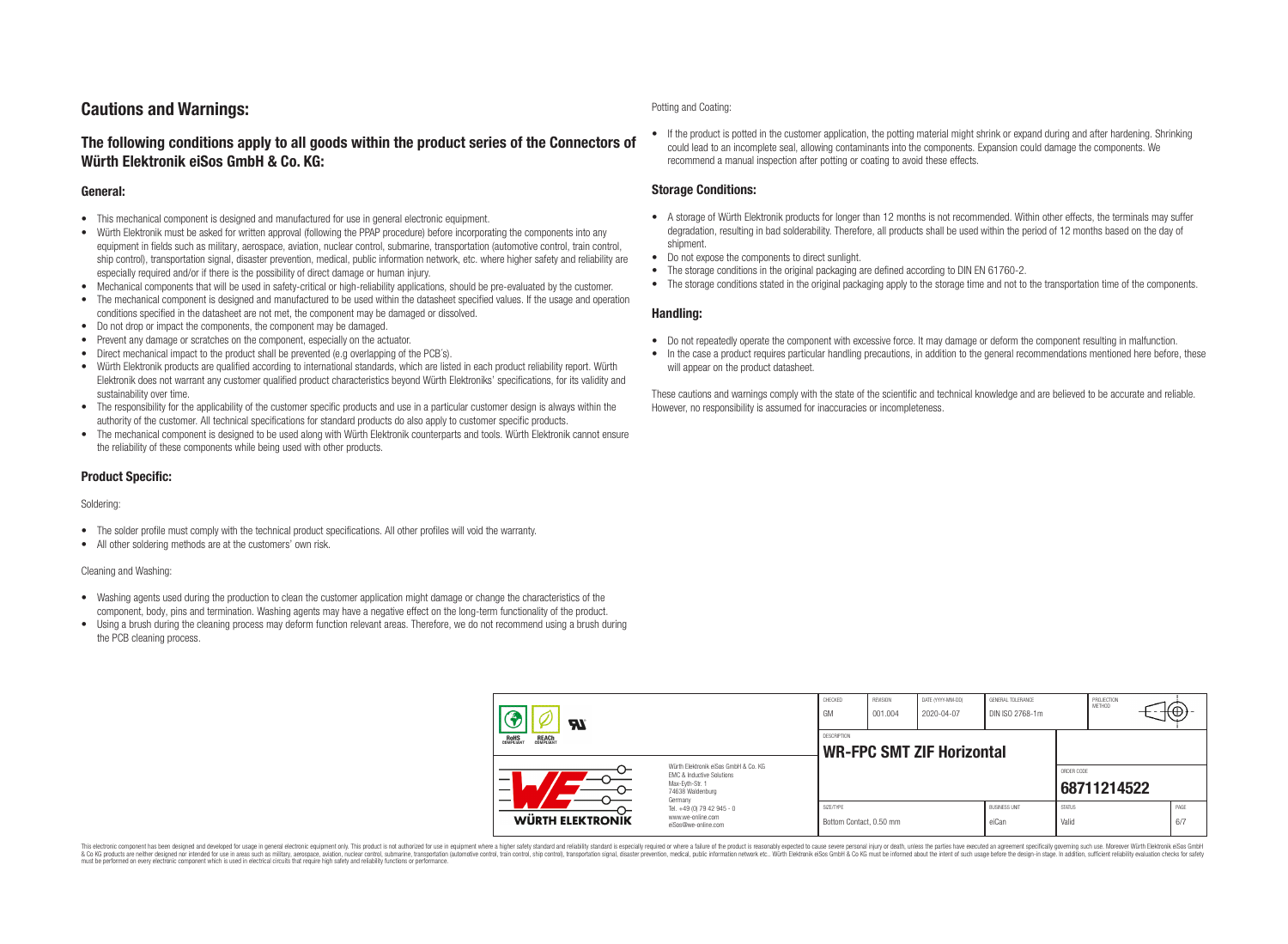# Cautions and Warnings:

## The following conditions apply to all goods within the product series of the Connectors of Würth Elektronik eiSos GmbH & Co. KG:

### General:

- This mechanical component is designed and manufactured for use in general electronic equipment.
- Würth Elektronik must be asked for written approval (following the PPAP procedure) before incorporating the components into any equipment in fields such as military, aerospace, aviation, nuclear control, submarine, transportation (automotive control, train control, ship control), transportation signal, disaster prevention, medical, public information network, etc. where higher safety and reliability are especially required and/or if there is the possibility of direct damage or human injury.
- Mechanical components that will be used in safety-critical or high-reliability applications, should be pre-evaluated by the customer.
- The mechanical component is designed and manufactured to be used within the datasheet specified values. If the usage and operation conditions specified in the datasheet are not met, the component may be damaged or dissolved.
- Do not drop or impact the components, the component may be damaged.
- Prevent any damage or scratches on the component, especially on the actuator.
- Direct mechanical impact to the product shall be prevented (e.g overlapping of the PCB's).
- Würth Elektronik products are qualified according to international standards, which are listed in each product reliability report. Würth Elektronik does not warrant any customer qualified product characteristics beyond Würth Elektroniks' specifications, for its validity and sustainability over time.
- The responsibility for the applicability of the customer specific products and use in a particular customer design is always within the authority of the customer. All technical specifications for standard products do also apply to customer specific products.
- The mechanical component is designed to be used along with Würth Elektronik counterparts and tools. Würth Elektronik cannot ensure the reliability of these components while being used with other products.

### Product Specific:

Soldering:

- The solder profile must comply with the technical product specifications. All other profiles will void the warranty.
- All other soldering methods are at the customers' own risk.

Cleaning and Washing:

- Washing agents used during the production to clean the customer application might damage or change the characteristics of the component, body, pins and termination. Washing agents may have a negative effect on the long-term functionality of the product.
- Using a brush during the cleaning process may deform function relevant areas. Therefore, we do not recommend using a brush during the PCB cleaning process.

Potting and Coating:

- If the product is potted in the customer application, the potting material might shrink or expand during and after hardening. Shrinking could lead to an incomplete seal, allowing contaminants into the components. Expansion could damage the components. We recommend a manual inspection after potting or coating to avoid these effects.

### Storage Conditions:

- A storage of Würth Elektronik products for longer than 12 months is not recommended. Within other effects, the terminals may suffer degradation, resulting in bad solderability. Therefore, all products shall be used within the period of 12 months based on the day of shipment.
- Do not expose the components to direct sunlight.
- The storage conditions in the original packaging are defined according to DIN EN 61760-2.
- The storage conditions stated in the original packaging apply to the storage time and not to the transportation time of the components.

### Handling:

- Do not repeatedly operate the component with excessive force. It may damage or deform the component resulting in malfunction.
- In the case a product requires particular handling precautions, in addition to the general recommendations mentioned here before, these will appear on the product datasheet.

These cautions and warnings comply with the state of the scientific and technical knowledge and are believed to be accurate and reliable. However, no responsibility is assumed for inaccuracies or incompleteness.

| CHECKED | REVISION | DATE (YYYY-MM-DD) | GENERAL TOLERANCE | PROJECTION METHOD |
|---|---|---|---|---|
| GM | 001.004 | 2020-04-07 | DIN ISO 2768-1m | |

DESCRIPTION: **WR-FPC SMT ZIF Horizontal**

ORDER CODE: **68711214522**

| SIZE/TYPE | BUSINESS UNIT | STATUS | PAGE |
|---|---|---|---|
| Bottom Contact, 0.50 mm | eiCan | Valid | 6/7 |

Würth Elektronik eiSos GmbH & Co. KG
EMC & Inductive Solutions
Max-Eyth-Str. 1
74638 Waldenburg
Germany
Tel. +49 (0) 79 42 945 - 0
www.we-online.com
eiSos@we-online.com

This electronic component has been designed and developed for usage in general electronic equipment only. This product is not authorized for use in equipment where a higher safety standard and reliability standard is especially required or where a failure of the product is reasonably expected to cause severe personal injury or death, unless the parties have executed an agreement specifically governing such use. Moreover Würth Elektronik eiSos GmbH & Co KG products are neither designed nor intended for use in areas such as military, aerospace, aviation, nuclear control, submarine, transportation (automotive control, train control, ship control), transportation signal, disaster prevention, medical, public information network etc.. Würth Elektronik eiSos GmbH & Co KG must be informed about the intent of such usage before the design-in stage. In addition, sufficient reliability evaluation checks for safety must be performed on every electronic component which is used in electrical circuits that require high safety and reliability functions or performance.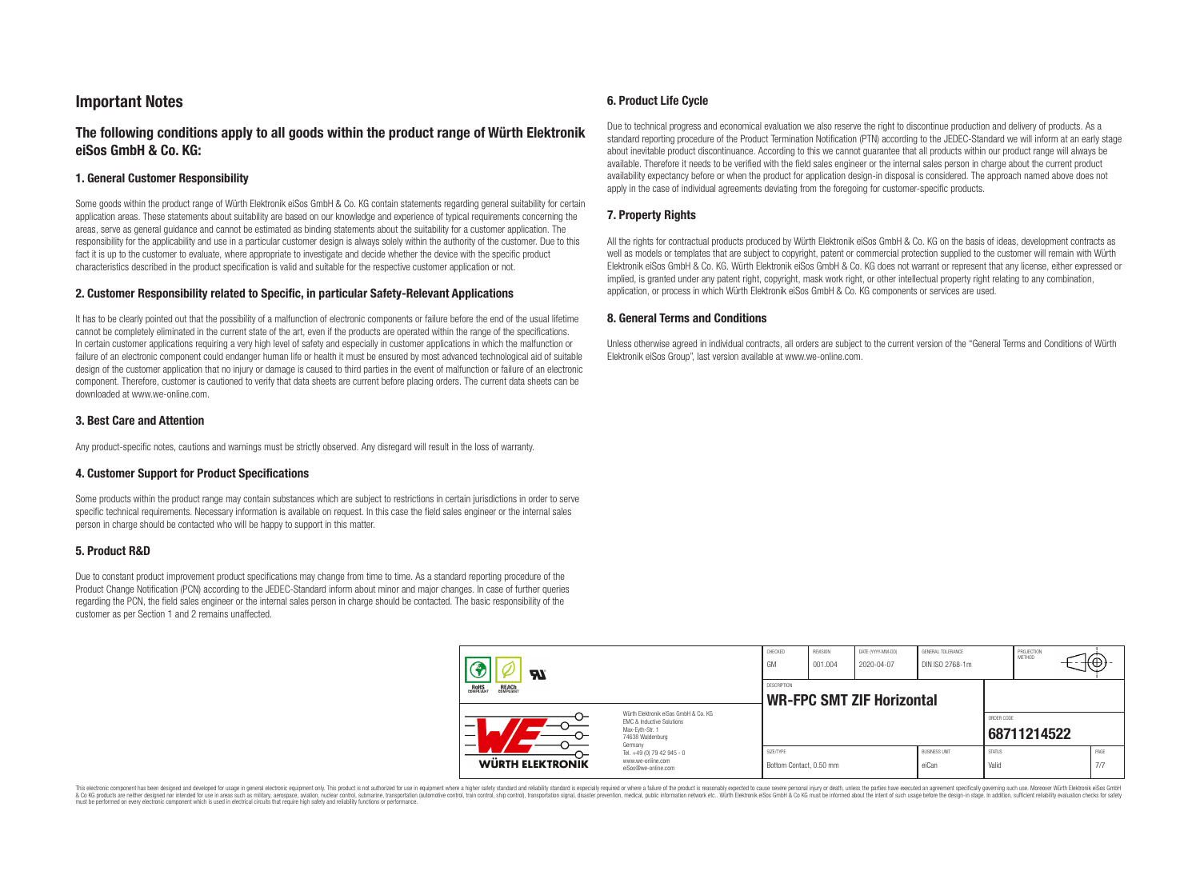# Important Notes

## The following conditions apply to all goods within the product range of Würth Elektronik eiSos GmbH & Co. KG:

### 1. General Customer Responsibility

Some goods within the product range of Würth Elektronik eiSos GmbH & Co. KG contain statements regarding general suitability for certain application areas. These statements about suitability are based on our knowledge and experience of typical requirements concerning the areas, serve as general guidance and cannot be estimated as binding statements about the suitability for a customer application. The responsibility for the applicability and use in a particular customer design is always solely within the authority of the customer. Due to this fact it is up to the customer to evaluate, where appropriate to investigate and decide whether the device with the specific product characteristics described in the product specification is valid and suitable for the respective customer application or not.

### 2. Customer Responsibility related to Specific, in particular Safety-Relevant Applications

It has to be clearly pointed out that the possibility of a malfunction of electronic components or failure before the end of the usual lifetime cannot be completely eliminated in the current state of the art, even if the products are operated within the range of the specifications. In certain customer applications requiring a very high level of safety and especially in customer applications in which the malfunction or failure of an electronic component could endanger human life or health it must be ensured by most advanced technological aid of suitable design of the customer application that no injury or damage is caused to third parties in the event of malfunction or failure of an electronic component. Therefore, customer is cautioned to verify that data sheets are current before placing orders. The current data sheets can be downloaded at www.we-online.com.

### 3. Best Care and Attention

Any product-specific notes, cautions and warnings must be strictly observed. Any disregard will result in the loss of warranty.

### 4. Customer Support for Product Specifications

Some products within the product range may contain substances which are subject to restrictions in certain jurisdictions in order to serve specific technical requirements. Necessary information is available on request. In this case the field sales engineer or the internal sales person in charge should be contacted who will be happy to support in this matter.

### 5. Product R&D

Due to constant product improvement product specifications may change from time to time. As a standard reporting procedure of the Product Change Notification (PCN) according to the JEDEC-Standard inform about minor and major changes. In case of further queries regarding the PCN, the field sales engineer or the internal sales person in charge should be contacted. The basic responsibility of the customer as per Section 1 and 2 remains unaffected.

### 6. Product Life Cycle

Due to technical progress and economical evaluation we also reserve the right to discontinue production and delivery of products. As a standard reporting procedure of the Product Termination Notification (PTN) according to the JEDEC-Standard we will inform at an early stage about inevitable product discontinuance. According to this we cannot guarantee that all products within our product range will always be available. Therefore it needs to be verified with the field sales engineer or the internal sales person in charge about the current product availability expectancy before or when the product for application design-in disposal is considered. The approach named above does not apply in the case of individual agreements deviating from the foregoing for customer-specific products.

### 7. Property Rights

All the rights for contractual products produced by Würth Elektronik eiSos GmbH & Co. KG on the basis of ideas, development contracts as well as models or templates that are subject to copyright, patent or commercial protection supplied to the customer will remain with Würth Elektronik eiSos GmbH & Co. KG. Würth Elektronik eiSos GmbH & Co. KG does not warrant or represent that any license, either expressed or implied, is granted under any patent right, copyright, mask work right, or other intellectual property right relating to any combination, application, or process in which Würth Elektronik eiSos GmbH & Co. KG components or services are used.

### 8. General Terms and Conditions

Unless otherwise agreed in individual contracts, all orders are subject to the current version of the "General Terms and Conditions of Würth Elektronik eiSos Group", last version available at www.we-online.com.

| CHECKED | REVISION | DATE (YYYY-MM-DD) | GENERAL TOLERANCE | PROJECTION METHOD |
|---|---|---|---|---|
| GM | 001.004 | 2020-04-07 | DIN ISO 2768-1m | |

DESCRIPTION: **WR-FPC SMT ZIF Horizontal**

ORDER CODE: **68711214522**

| SIZE/TYPE | BUSINESS UNIT | STATUS | PAGE |
|---|---|---|---|
| Bottom Contact, 0.50 mm | eiCan | Valid | 7/7 |

Würth Elektronik eiSos GmbH & Co. KG
EMC & Inductive Solutions
Max-Eyth-Str. 1
74638 Waldenburg
Germany
Tel. +49 (0) 79 42 945 - 0
www.we-online.com
eiSos@we-online.com

WÜRTH ELEKTRONIK

This electronic component has been designed and developed for usage in general electronic equipment only. This product is not authorized for use in equipment where a higher safety standard and reliability standard is especially required or where a failure of the product is reasonably expected to cause severe personal injury or death, unless the parties have executed an agreement specifically governing such use. Moreover Würth Elektronik eiSos GmbH & Co KG products are neither designed nor intended for use in areas such as military, aerospace, aviation, nuclear control, submarine, transportation (automotive control, train control, ship control), transportation signal, disaster prevention, medical, public information network etc.. Würth Elektronik eiSos GmbH & Co KG must be informed about the intent of such usage before the design-in stage. In addition, sufficient reliability evaluation checks for safety must be performed on every electronic component which is used in electrical circuits that require high safety and reliability functions or performance.